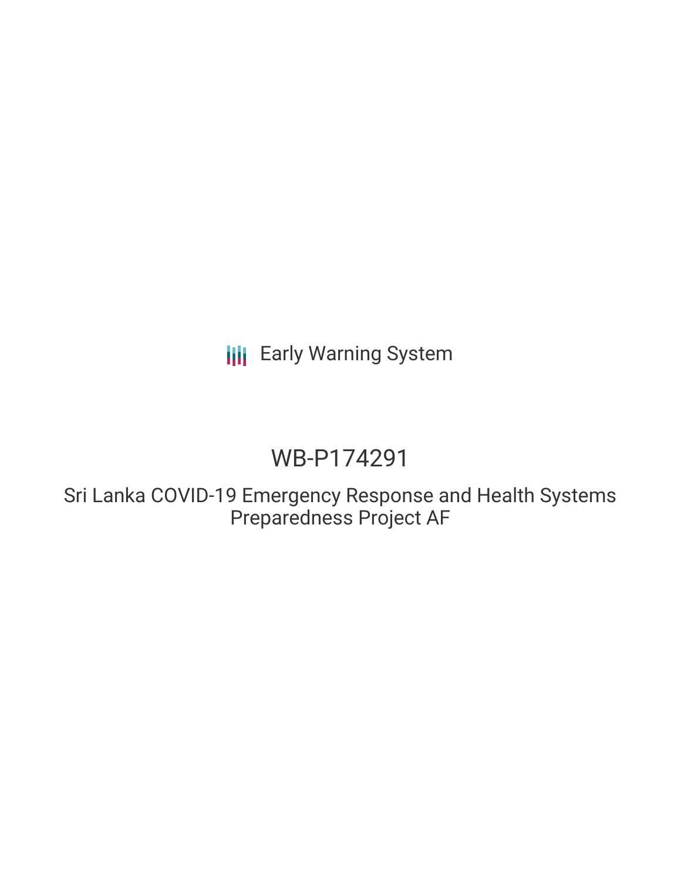Early Warning System

# WB-P174291

## Sri Lanka COVID-19 Emergency Response and Health Systems Preparedness Project AF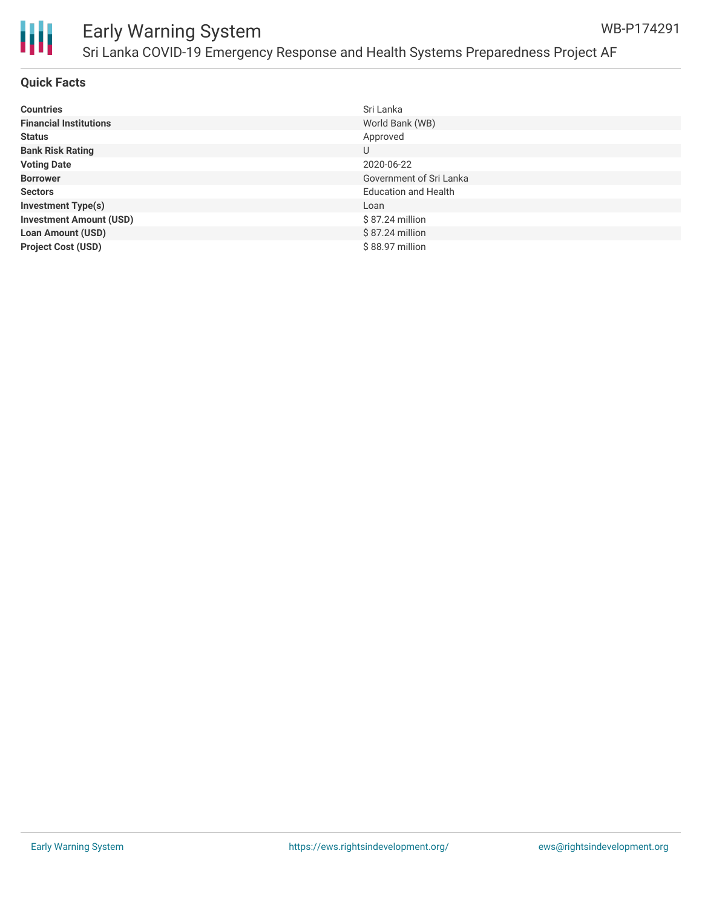# Early Warning System

## Sri Lanka COVID-19 Emergency Response and Health Systems Preparedness Project AF

WB-P174291

### Quick Facts

| | |
|---|---|
| **Countries** | Sri Lanka |
| **Financial Institutions** | World Bank (WB) |
| **Status** | Approved |
| **Bank Risk Rating** | U |
| **Voting Date** | 2020-06-22 |
| **Borrower** | Government of Sri Lanka |
| **Sectors** | Education and Health |
| **Investment Type(s)** | Loan |
| **Investment Amount (USD)** | $ 87.24 million |
| **Loan Amount (USD)** | $ 87.24 million |
| **Project Cost (USD)** | $ 88.97 million |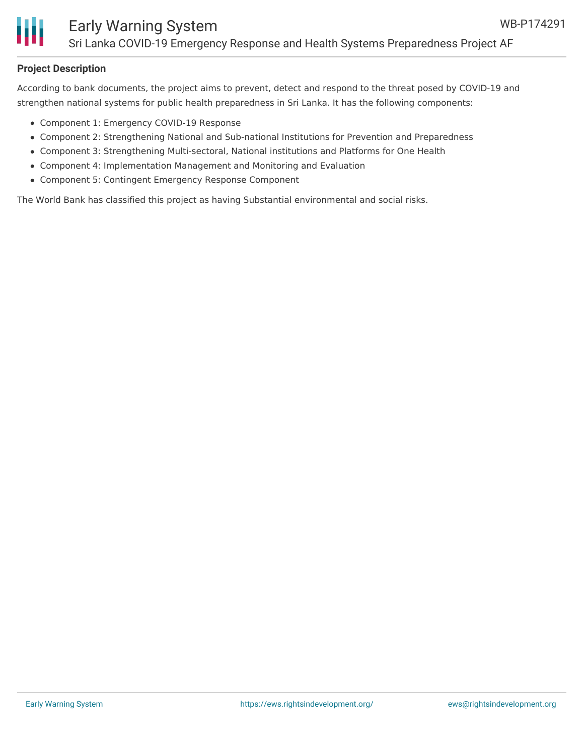**Project Description**

According to bank documents, the project aims to prevent, detect and respond to the threat posed by COVID-19 and strengthen national systems for public health preparedness in Sri Lanka. It has the following components:

- Component 1: Emergency COVID-19 Response
- Component 2: Strengthening National and Sub-national Institutions for Prevention and Preparedness
- Component 3: Strengthening Multi-sectoral, National institutions and Platforms for One Health
- Component 4: Implementation Management and Monitoring and Evaluation
- Component 5: Contingent Emergency Response Component

The World Bank has classified this project as having Substantial environmental and social risks.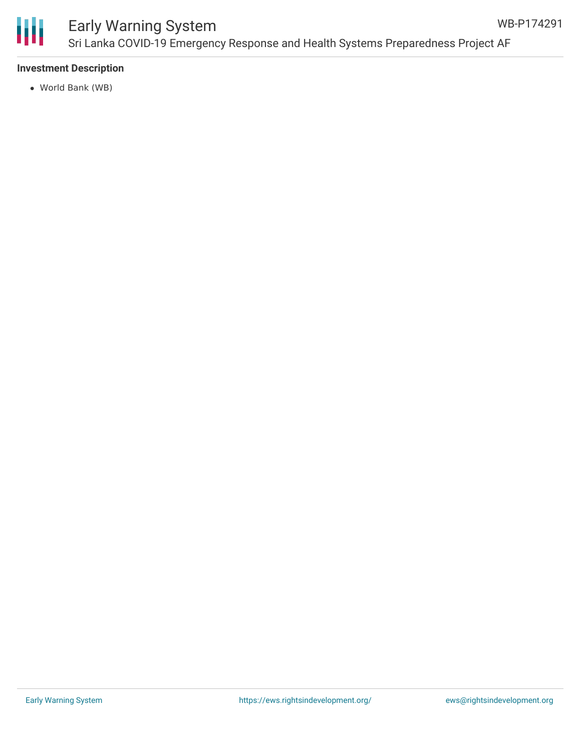### Investment Description

- World Bank (WB)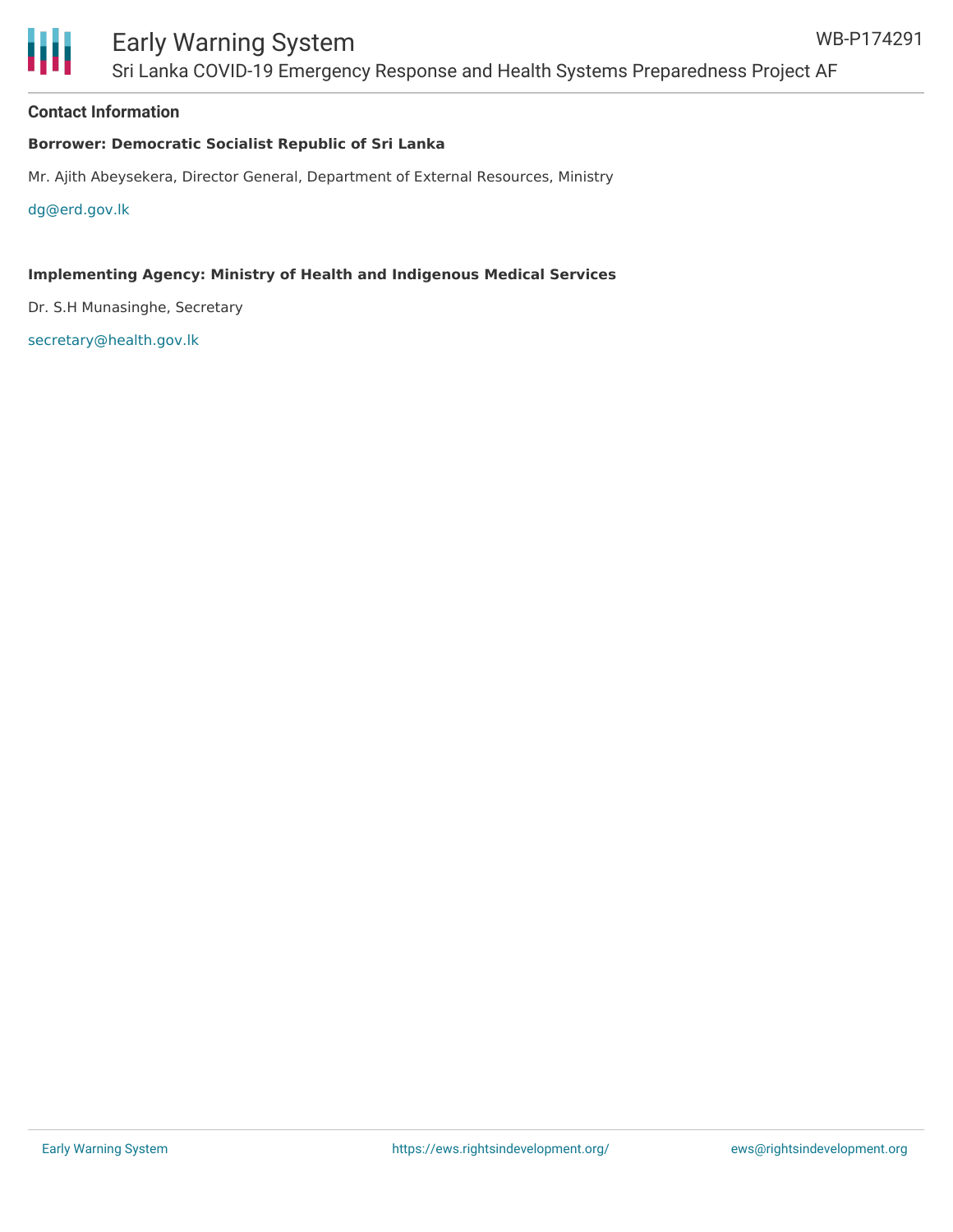### Contact Information

**Borrower: Democratic Socialist Republic of Sri Lanka**

Mr. Ajith Abeysekera, Director General, Department of External Resources, Ministry

dg@erd.gov.lk

**Implementing Agency: Ministry of Health and Indigenous Medical Services**

Dr. S.H Munasinghe, Secretary

secretary@health.gov.lk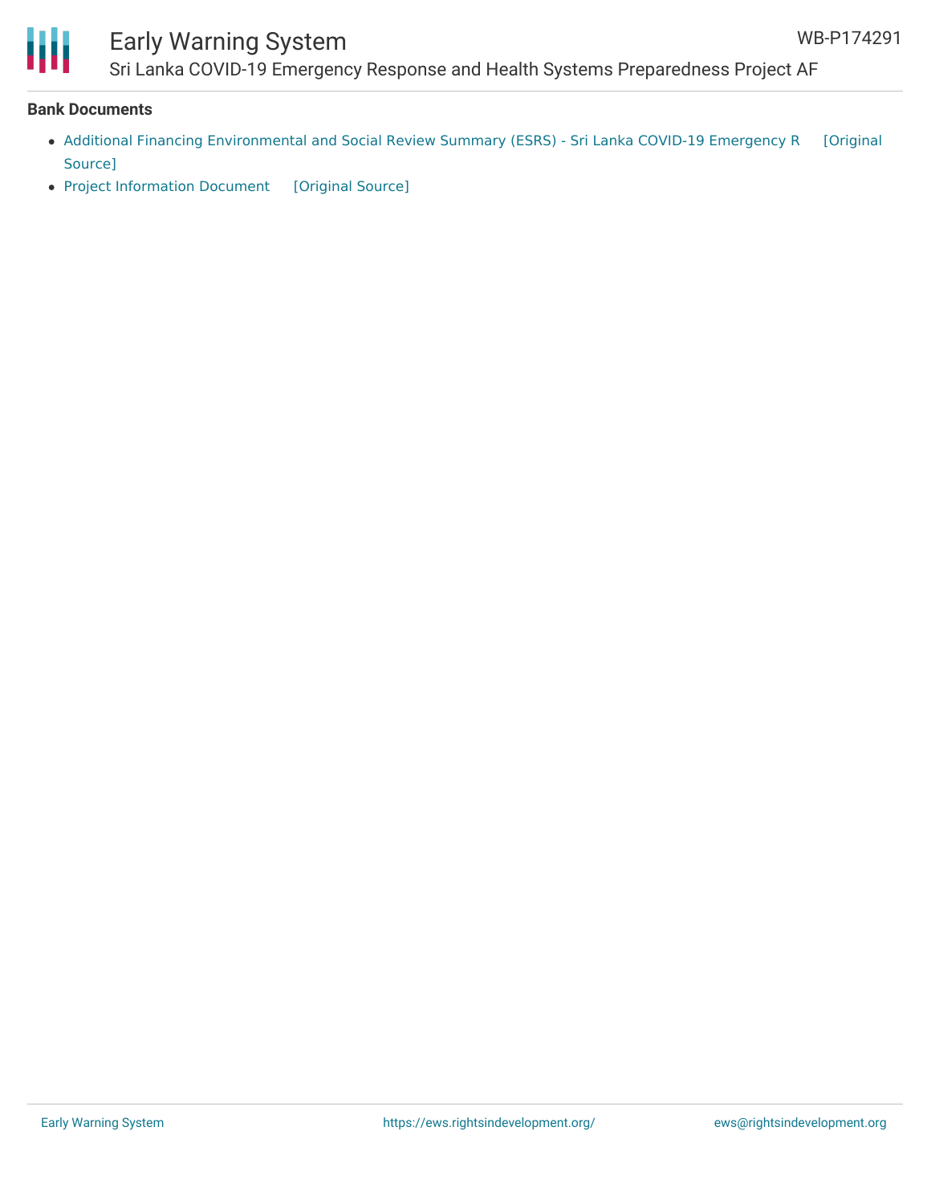**Bank Documents**

- Additional Financing Environmental and Social Review Summary (ESRS) - Sri Lanka COVID-19 Emergency R [Original Source]
- Project Information Document [Original Source]